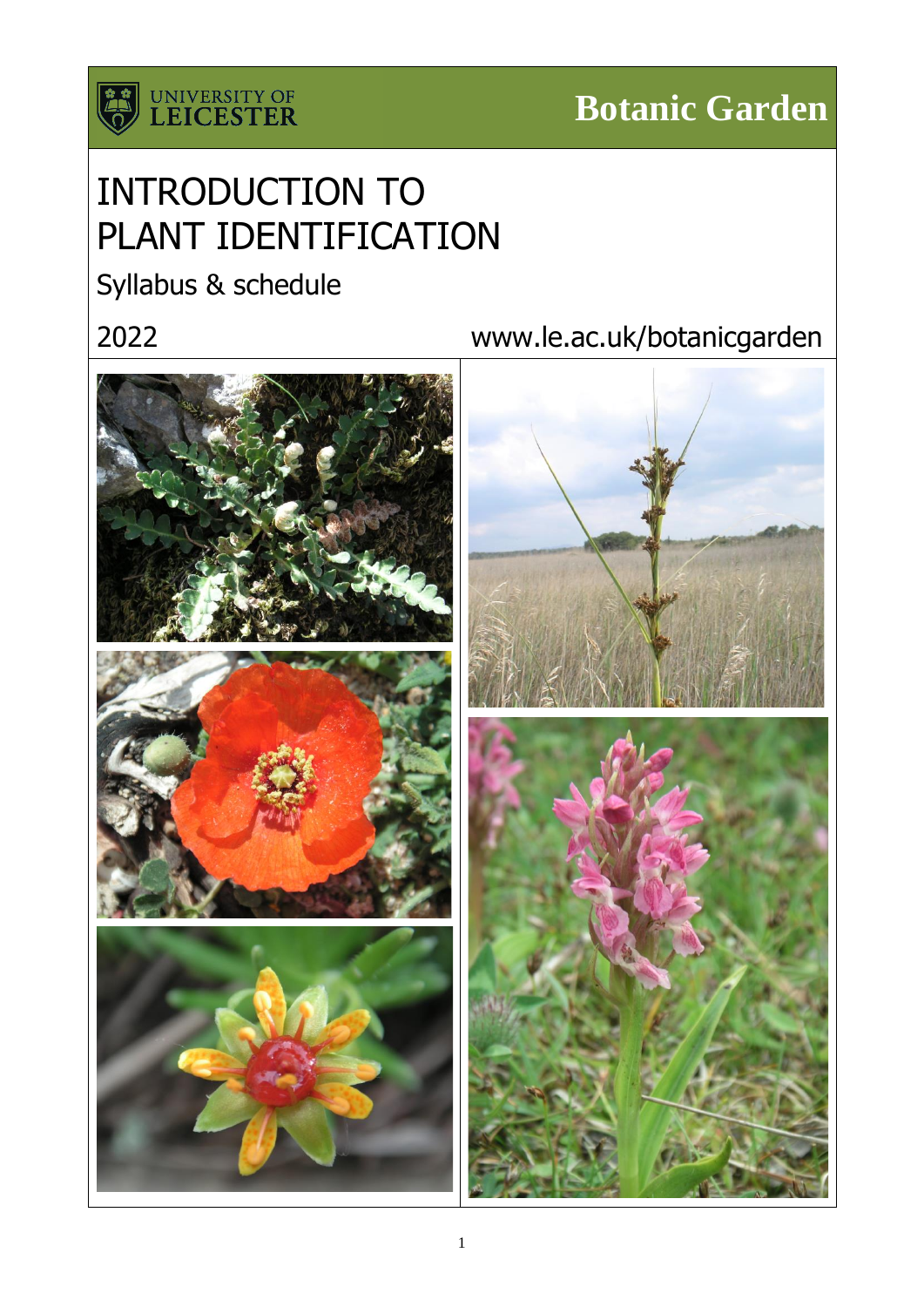UNIVERSITY OF LEICESTER

**Botanic Garden**

# INTRODUCTION TO PLANT IDENTIFICATION

## Syllabus & schedule

2022

www.le.ac.uk/botanicgarden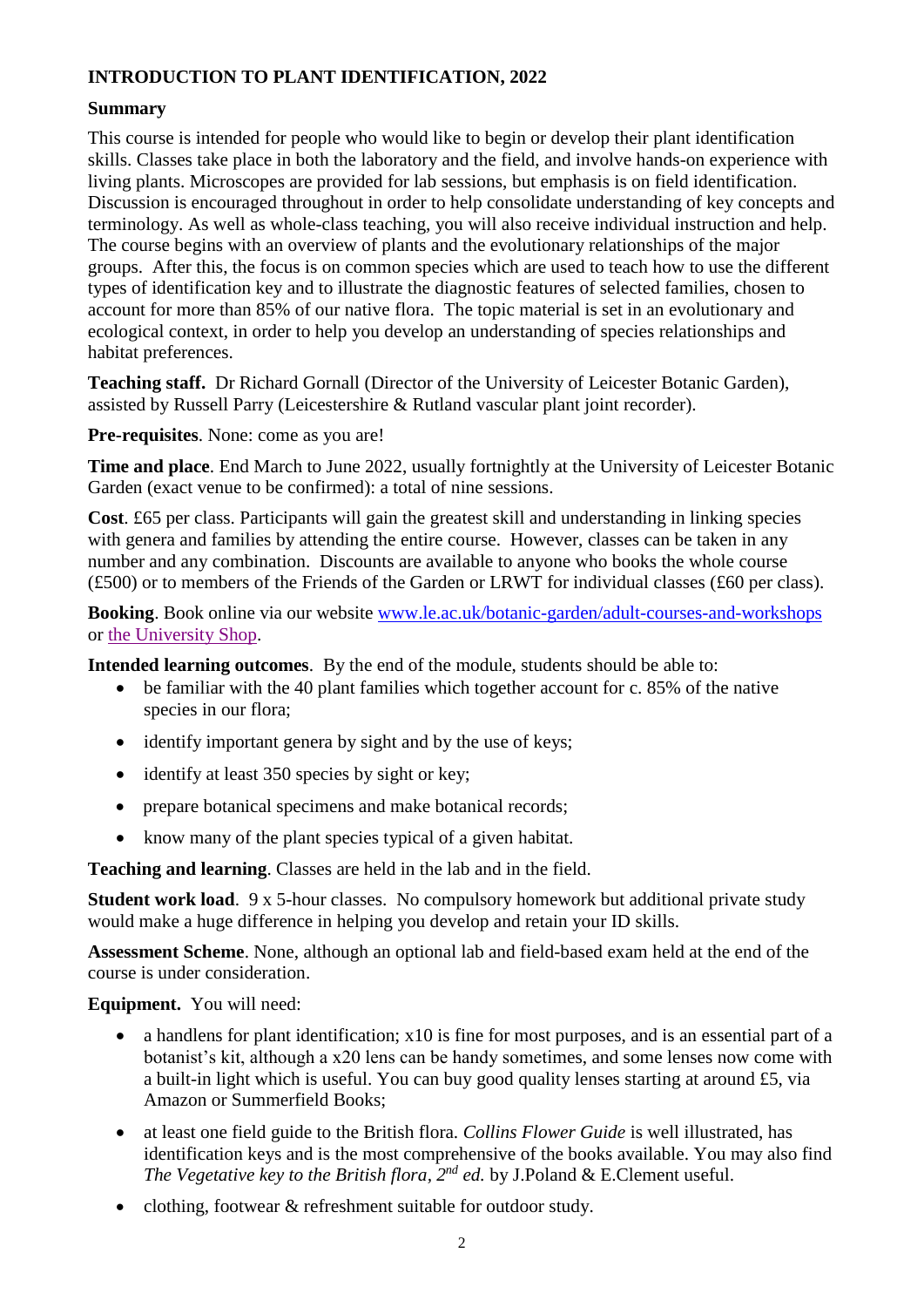## INTRODUCTION TO PLANT IDENTIFICATION, 2022

### Summary

This course is intended for people who would like to begin or develop their plant identification skills. Classes take place in both the laboratory and the field, and involve hands-on experience with living plants. Microscopes are provided for lab sessions, but emphasis is on field identification. Discussion is encouraged throughout in order to help consolidate understanding of key concepts and terminology. As well as whole-class teaching, you will also receive individual instruction and help. The course begins with an overview of plants and the evolutionary relationships of the major groups. After this, the focus is on common species which are used to teach how to use the different types of identification key and to illustrate the diagnostic features of selected families, chosen to account for more than 85% of our native flora. The topic material is set in an evolutionary and ecological context, in order to help you develop an understanding of species relationships and habitat preferences.

**Teaching staff.** Dr Richard Gornall (Director of the University of Leicester Botanic Garden), assisted by Russell Parry (Leicestershire & Rutland vascular plant joint recorder).

**Pre-requisites**. None: come as you are!

**Time and place**. End March to June 2022, usually fortnightly at the University of Leicester Botanic Garden (exact venue to be confirmed): a total of nine sessions.

**Cost**. £65 per class. Participants will gain the greatest skill and understanding in linking species with genera and families by attending the entire course. However, classes can be taken in any number and any combination. Discounts are available to anyone who books the whole course (£500) or to members of the Friends of the Garden or LRWT for individual classes (£60 per class).

**Booking**. Book online via our website www.le.ac.uk/botanic-garden/adult-courses-and-workshops or the University Shop.

**Intended learning outcomes**. By the end of the module, students should be able to:

- be familiar with the 40 plant families which together account for c. 85% of the native species in our flora;
- identify important genera by sight and by the use of keys;
- identify at least 350 species by sight or key;
- prepare botanical specimens and make botanical records;
- know many of the plant species typical of a given habitat.

**Teaching and learning**. Classes are held in the lab and in the field.

**Student work load**. 9 x 5-hour classes. No compulsory homework but additional private study would make a huge difference in helping you develop and retain your ID skills.

**Assessment Scheme**. None, although an optional lab and field-based exam held at the end of the course is under consideration.

**Equipment.** You will need:

- a handlens for plant identification; x10 is fine for most purposes, and is an essential part of a botanist's kit, although a x20 lens can be handy sometimes, and some lenses now come with a built-in light which is useful. You can buy good quality lenses starting at around £5, via Amazon or Summerfield Books;
- at least one field guide to the British flora. *Collins Flower Guide* is well illustrated, has identification keys and is the most comprehensive of the books available. You may also find *The Vegetative key to the British flora, 2nd ed.* by J.Poland & E.Clement useful.
- clothing, footwear & refreshment suitable for outdoor study.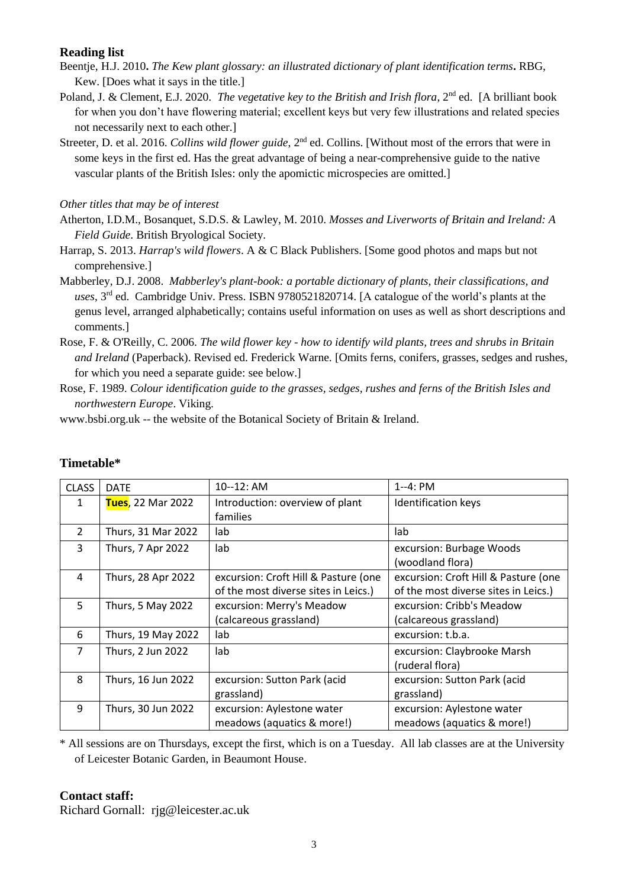## Reading list

Beentje, H.J. 2010**.** *The Kew plant glossary: an illustrated dictionary of plant identification terms***.** RBG, Kew. [Does what it says in the title.]

Poland, J. & Clement, E.J. 2020. *The vegetative key to the British and Irish flora*, 2nd ed. [A brilliant book for when you don't have flowering material; excellent keys but very few illustrations and related species not necessarily next to each other.]

Streeter, D. et al. 2016. *Collins wild flower guide*, 2nd ed. Collins. [Without most of the errors that were in some keys in the first ed. Has the great advantage of being a near-comprehensive guide to the native vascular plants of the British Isles: only the apomictic microspecies are omitted.]

*Other titles that may be of interest*

Atherton, I.D.M., Bosanquet, S.D.S. & Lawley, M. 2010. *Mosses and Liverworts of Britain and Ireland: A Field Guide*. British Bryological Society.

Harrap, S. 2013. *Harrap's wild flowers*. A & C Black Publishers. [Some good photos and maps but not comprehensive.]

Mabberley, D.J. 2008. *Mabberley's plant-book: a portable dictionary of plants, their classifications, and uses*, 3rd ed. Cambridge Univ. Press. ISBN 9780521820714. [A catalogue of the world's plants at the genus level, arranged alphabetically; contains useful information on uses as well as short descriptions and comments.]

Rose, F. & O'Reilly, C. 2006. *The wild flower key - how to identify wild plants, trees and shrubs in Britain and Ireland* (Paperback). Revised ed. Frederick Warne. [Omits ferns, conifers, grasses, sedges and rushes, for which you need a separate guide: see below.]

Rose, F. 1989. *Colour identification guide to the grasses, sedges, rushes and ferns of the British Isles and northwestern Europe*. Viking.

www.bsbi.org.uk -- the website of the Botanical Society of Britain & Ireland.

## Timetable*

| CLASS | DATE | 10--12: AM | 1--4: PM |
|---|---|---|---|
| 1 | **Tues**, 22 Mar 2022 | Introduction: overview of plant families | Identification keys |
| 2 | Thurs, 31 Mar 2022 | lab | lab |
| 3 | Thurs, 7 Apr 2022 | lab | excursion: Burbage Woods (woodland flora) |
| 4 | Thurs, 28 Apr 2022 | excursion: Croft Hill & Pasture (one of the most diverse sites in Leics.) | excursion: Croft Hill & Pasture (one of the most diverse sites in Leics.) |
| 5 | Thurs, 5 May 2022 | excursion: Merry's Meadow (calcareous grassland) | excursion: Cribb's Meadow (calcareous grassland) |
| 6 | Thurs, 19 May 2022 | lab | excursion: t.b.a. |
| 7 | Thurs, 2 Jun 2022 | lab | excursion: Claybrooke Marsh (ruderal flora) |
| 8 | Thurs, 16 Jun 2022 | excursion: Sutton Park (acid grassland) | excursion: Sutton Park (acid grassland) |
| 9 | Thurs, 30 Jun 2022 | excursion: Aylestone water meadows (aquatics & more!) | excursion: Aylestone water meadows (aquatics & more!) |

\* All sessions are on Thursdays, except the first, which is on a Tuesday. All lab classes are at the University of Leicester Botanic Garden, in Beaumont House.

**Contact staff:**

Richard Gornall: rjg@leicester.ac.uk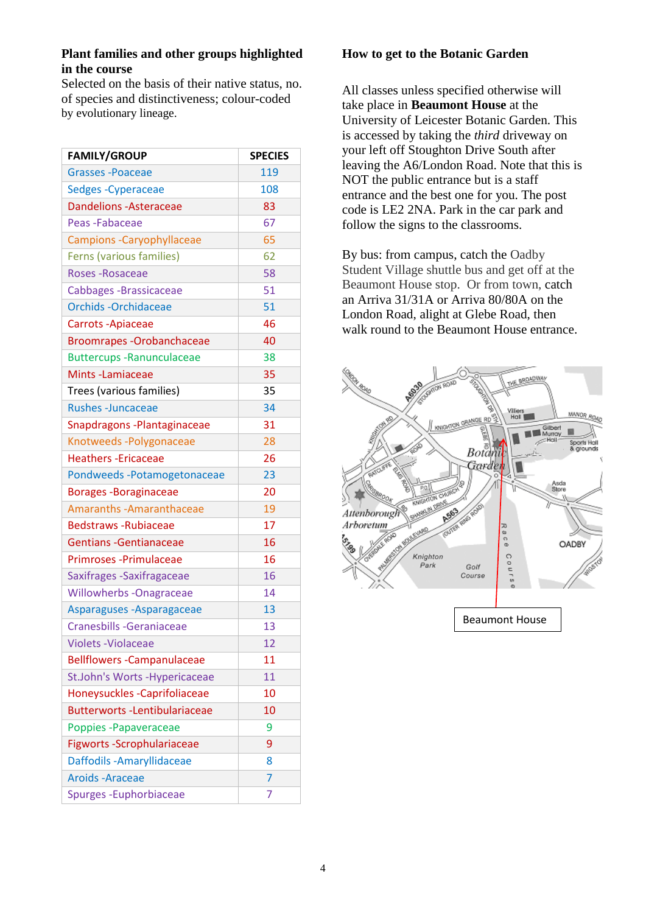### Plant families and other groups highlighted in the course

Selected on the basis of their native status, no. of species and distinctiveness; colour-coded by evolutionary lineage.

| FAMILY/GROUP | SPECIES |
|---|---|
| Grasses -Poaceae | 119 |
| Sedges -Cyperaceae | 108 |
| Dandelions -Asteraceae | 83 |
| Peas -Fabaceae | 67 |
| Campions -Caryophyllaceae | 65 |
| Ferns (various families) | 62 |
| Roses -Rosaceae | 58 |
| Cabbages -Brassicaceae | 51 |
| Orchids -Orchidaceae | 51 |
| Carrots -Apiaceae | 46 |
| Broomrapes -Orobanchaceae | 40 |
| Buttercups -Ranunculaceae | 38 |
| Mints -Lamiaceae | 35 |
| Trees (various families) | 35 |
| Rushes -Juncaceae | 34 |
| Snapdragons -Plantaginaceae | 31 |
| Knotweeds -Polygonaceae | 28 |
| Heathers -Ericaceae | 26 |
| Pondweeds -Potamogetonaceae | 23 |
| Borages -Boraginaceae | 20 |
| Amaranths -Amaranthaceae | 19 |
| Bedstraws -Rubiaceae | 17 |
| Gentians -Gentianaceae | 16 |
| Primroses -Primulaceae | 16 |
| Saxifrages -Saxifragaceae | 16 |
| Willowherbs -Onagraceae | 14 |
| Asparaguses -Asparagaceae | 13 |
| Cranesbills -Geraniaceae | 13 |
| Violets -Violaceae | 12 |
| Bellflowers -Campanulaceae | 11 |
| St.John's Worts -Hypericaceae | 11 |
| Honeysuckles -Caprifoliaceae | 10 |
| Butterworts -Lentibulariaceae | 10 |
| Poppies -Papaveraceae | 9 |
| Figworts -Scrophulariaceae | 9 |
| Daffodils -Amaryllidaceae | 8 |
| Aroids -Araceae | 7 |
| Spurges -Euphorbiaceae | 7 |

### How to get to the Botanic Garden

All classes unless specified otherwise will take place in **Beaumont House** at the University of Leicester Botanic Garden. This is accessed by taking the *third* driveway on your left off Stoughton Drive South after leaving the A6/London Road. Note that this is NOT the public entrance but is a staff entrance and the best one for you. The post code is LE2 2NA. Park in the car park and follow the signs to the classrooms.

By bus: from campus, catch the Oadby Student Village shuttle bus and get off at the Beaumont House stop. Or from town, catch an Arriva 31/31A or Arriva 80/80A on the London Road, alight at Glebe Road, then walk round to the Beaumont House entrance.

Beaumont House